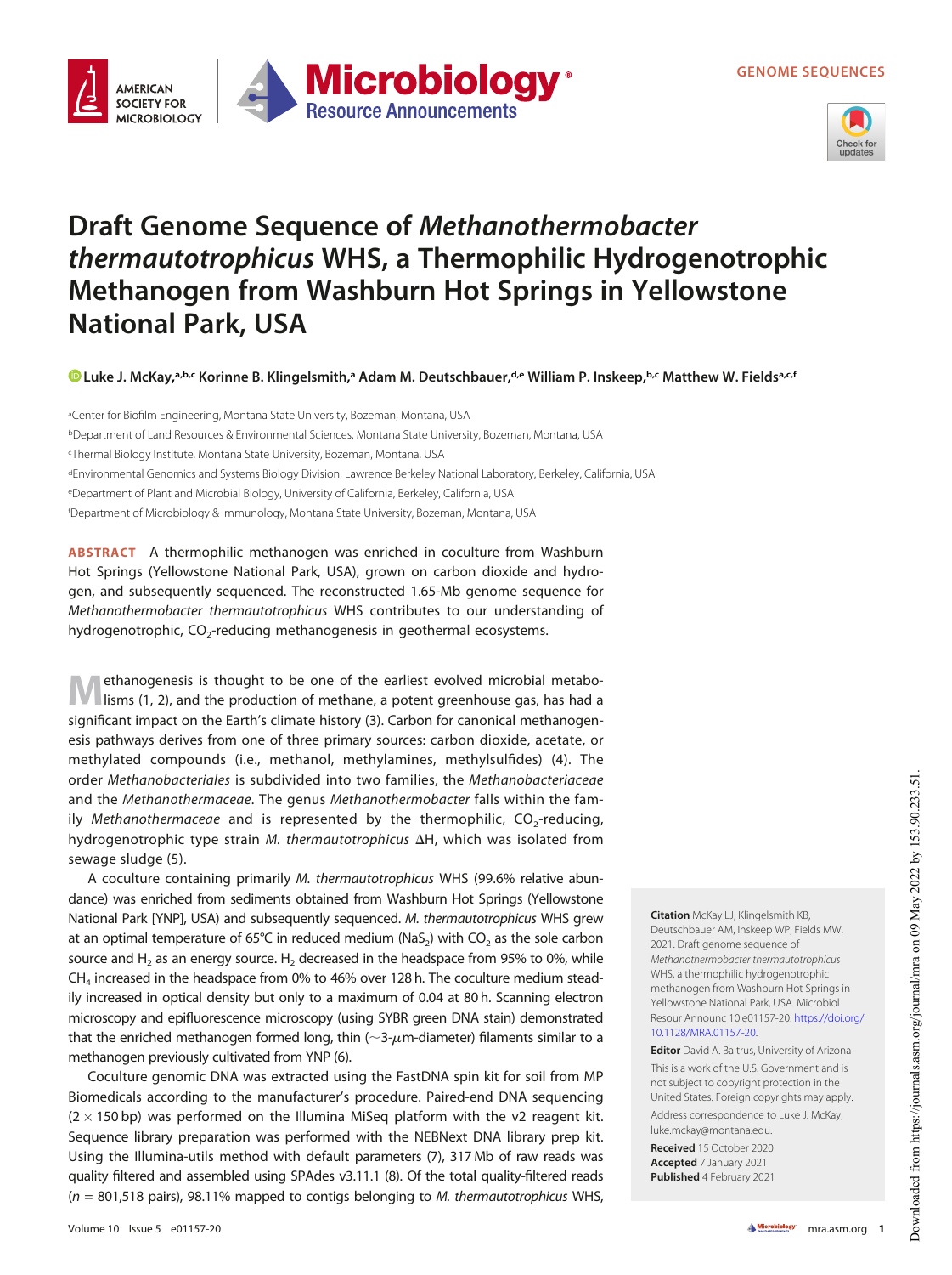GENOME SEQUENCES

# Draft Genome Sequence of *Methanothermobacter thermautotrophicus* WHS, a Thermophilic Hydrogenotrophic Methanogen from Washburn Hot Springs in Yellowstone National Park, USA

Luke J. McKay,[a,b,c] Korinne B. Klingelsmith,[a] Adam M. Deutschbauer,[d,e] William P. Inskeep,[b,c] Matthew W. Fields[a,c,f]

[a]Center for Biofilm Engineering, Montana State University, Bozeman, Montana, USA
[b]Department of Land Resources & Environmental Sciences, Montana State University, Bozeman, Montana, USA
[c]Thermal Biology Institute, Montana State University, Bozeman, Montana, USA
[d]Environmental Genomics and Systems Biology Division, Lawrence Berkeley National Laboratory, Berkeley, California, USA
[e]Department of Plant and Microbial Biology, University of California, Berkeley, California, USA
[f]Department of Microbiology & Immunology, Montana State University, Bozeman, Montana, USA

**ABSTRACT** A thermophilic methanogen was enriched in coculture from Washburn Hot Springs (Yellowstone National Park, USA), grown on carbon dioxide and hydrogen, and subsequently sequenced. The reconstructed 1.65-Mb genome sequence for *Methanothermobacter thermautotrophicus* WHS contributes to our understanding of hydrogenotrophic, $CO_2$-reducing methanogenesis in geothermal ecosystems.

Methanogenesis is thought to be one of the earliest evolved microbial metabolisms (1, 2), and the production of methane, a potent greenhouse gas, has had a significant impact on the Earth's climate history (3). Carbon for canonical methanogenesis pathways derives from one of three primary sources: carbon dioxide, acetate, or methylated compounds (i.e., methanol, methylamines, methylsulfides) (4). The order *Methanobacteriales* is subdivided into two families, the *Methanobacteriaceae* and the *Methanothermaceae*. The genus *Methanothermobacter* falls within the family *Methanothermaceae* and is represented by the thermophilic, $CO_2$-reducing, hydrogenotrophic type strain *M. thermautotrophicus* ΔH, which was isolated from sewage sludge (5).

A coculture containing primarily *M. thermautotrophicus* WHS (99.6% relative abundance) was enriched from sediments obtained from Washburn Hot Springs (Yellowstone National Park [YNP], USA) and subsequently sequenced. *M. thermautotrophicus* WHS grew at an optimal temperature of 65°C in reduced medium ($NaS_2$) with $CO_2$ as the sole carbon source and $H_2$ as an energy source. $H_2$ decreased in the headspace from 95% to 0%, while $CH_4$ increased in the headspace from 0% to 46% over 128 h. The coculture medium steadily increased in optical density but only to a maximum of 0.04 at 80 h. Scanning electron microscopy and epifluorescence microscopy (using SYBR green DNA stain) demonstrated that the enriched methanogen formed long, thin (~3-$\mu$m-diameter) filaments similar to a methanogen previously cultivated from YNP (6).

Coculture genomic DNA was extracted using the FastDNA spin kit for soil from MP Biomedicals according to the manufacturer's procedure. Paired-end DNA sequencing (2 × 150 bp) was performed on the Illumina MiSeq platform with the v2 reagent kit. Sequence library preparation was performed with the NEBNext DNA library prep kit. Using the Illumina-utils method with default parameters (7), 317 Mb of raw reads was quality filtered and assembled using SPAdes v3.11.1 (8). Of the total quality-filtered reads ($n$ = 801,518 pairs), 98.11% mapped to contigs belonging to *M. thermautotrophicus* WHS,

**Citation** McKay LJ, Klingelsmith KB, Deutschbauer AM, Inskeep WP, Fields MW. 2021. Draft genome sequence of *Methanothermobacter thermautotrophicus* WHS, a thermophilic hydrogenotrophic methanogen from Washburn Hot Springs in Yellowstone National Park, USA. Microbiol Resour Announc 10:e01157-20. https://doi.org/10.1128/MRA.01157-20.

**Editor** David A. Baltrus, University of Arizona

This is a work of the U.S. Government and is not subject to copyright protection in the United States. Foreign copyrights may apply.

Address correspondence to Luke J. McKay, luke.mckay@montana.edu.

**Received** 15 October 2020
**Accepted** 7 January 2021
**Published** 4 February 2021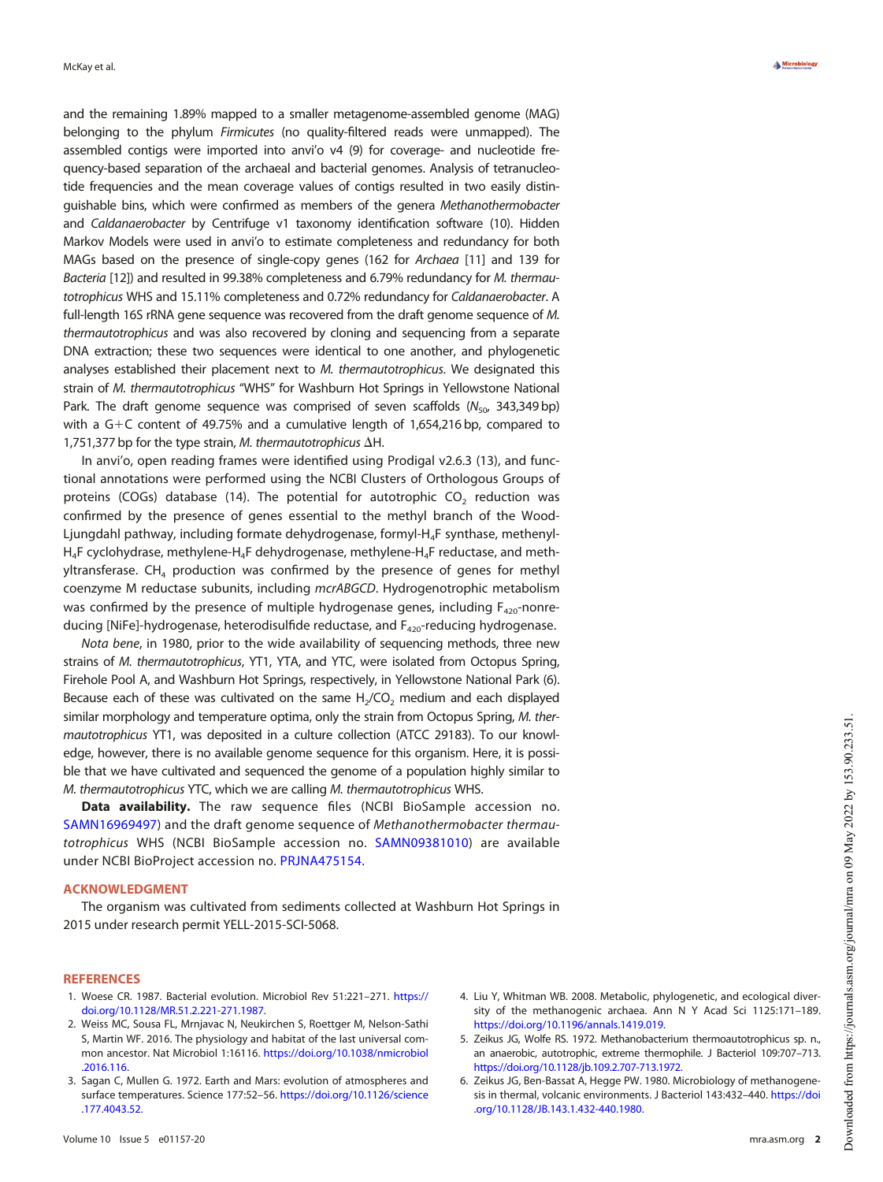and the remaining 1.89% mapped to a smaller metagenome-assembled genome (MAG) belonging to the phylum *Firmicutes* (no quality-filtered reads were unmapped). The assembled contigs were imported into anvi'o v4 (9) for coverage- and nucleotide frequency-based separation of the archaeal and bacterial genomes. Analysis of tetranucleotide frequencies and the mean coverage values of contigs resulted in two easily distinguishable bins, which were confirmed as members of the genera *Methanothermobacter* and *Caldanaerobacter* by Centrifuge v1 taxonomy identification software (10). Hidden Markov Models were used in anvi'o to estimate completeness and redundancy for both MAGs based on the presence of single-copy genes (162 for *Archaea* [11] and 139 for *Bacteria* [12]) and resulted in 99.38% completeness and 6.79% redundancy for *M. thermautotrophicus* WHS and 15.11% completeness and 0.72% redundancy for *Caldanaerobacter*. A full-length 16S rRNA gene sequence was recovered from the draft genome sequence of *M. thermautotrophicus* and was also recovered by cloning and sequencing from a separate DNA extraction; these two sequences were identical to one another, and phylogenetic analyses established their placement next to *M. thermautotrophicus*. We designated this strain of *M. thermautotrophicus* "WHS" for Washburn Hot Springs in Yellowstone National Park. The draft genome sequence was comprised of seven scaffolds ($N_{50}$, 343,349 bp) with a G+C content of 49.75% and a cumulative length of 1,654,216 bp, compared to 1,751,377 bp for the type strain, *M. thermautotrophicus* ΔH.

In anvi'o, open reading frames were identified using Prodigal v2.6.3 (13), and functional annotations were performed using the NCBI Clusters of Orthologous Groups of proteins (COGs) database (14). The potential for autotrophic $CO_2$ reduction was confirmed by the presence of genes essential to the methyl branch of the Wood-Ljungdahl pathway, including formate dehydrogenase, formyl-$H_4F$ synthase, methenyl-$H_4F$ cyclohydrase, methylene-$H_4F$ dehydrogenase, methylene-$H_4F$ reductase, and methyltransferase. $CH_4$ production was confirmed by the presence of genes for methyl coenzyme M reductase subunits, including *mcrABGCD*. Hydrogenotrophic metabolism was confirmed by the presence of multiple hydrogenase genes, including $F_{420}$-nonreducing [NiFe]-hydrogenase, heterodisulfide reductase, and $F_{420}$-reducing hydrogenase.

*Nota bene*, in 1980, prior to the wide availability of sequencing methods, three new strains of *M. thermautotrophicus*, YT1, YTA, and YTC, were isolated from Octopus Spring, Firehole Pool A, and Washburn Hot Springs, respectively, in Yellowstone National Park (6). Because each of these was cultivated on the same $H_2/CO_2$ medium and each displayed similar morphology and temperature optima, only the strain from Octopus Spring, *M. thermautotrophicus* YT1, was deposited in a culture collection (ATCC 29183). To our knowledge, however, there is no available genome sequence for this organism. Here, it is possible that we have cultivated and sequenced the genome of a population highly similar to *M. thermautotrophicus* YTC, which we are calling *M. thermautotrophicus* WHS.

**Data availability.** The raw sequence files (NCBI BioSample accession no. SAMN16969497) and the draft genome sequence of *Methanothermobacter thermautotrophicus* WHS (NCBI BioSample accession no. SAMN09381010) are available under NCBI BioProject accession no. PRJNA475154.

## ACKNOWLEDGMENT

The organism was cultivated from sediments collected at Washburn Hot Springs in 2015 under research permit YELL-2015-SCI-5068.

## REFERENCES

1. Woese CR. 1987. Bacterial evolution. Microbiol Rev 51:221–271. https://doi.org/10.1128/MR.51.2.221-271.1987.
2. Weiss MC, Sousa FL, Mrnjavac N, Neukirchen S, Roettger M, Nelson-Sathi S, Martin WF. 2016. The physiology and habitat of the last universal common ancestor. Nat Microbiol 1:16116. https://doi.org/10.1038/nmicrobiol.2016.116.
3. Sagan C, Mullen G. 1972. Earth and Mars: evolution of atmospheres and surface temperatures. Science 177:52–56. https://doi.org/10.1126/science.177.4043.52.
4. Liu Y, Whitman WB. 2008. Metabolic, phylogenetic, and ecological diversity of the methanogenic archaea. Ann N Y Acad Sci 1125:171–189. https://doi.org/10.1196/annals.1419.019.
5. Zeikus JG, Wolfe RS. 1972. Methanobacterium thermoautotrophicus sp. n., an anaerobic, autotrophic, extreme thermophile. J Bacteriol 109:707–713. https://doi.org/10.1128/jb.109.2.707-713.1972.
6. Zeikus JG, Ben-Bassat A, Hegge PW. 1980. Microbiology of methanogenesis in thermal, volcanic environments. J Bacteriol 143:432–440. https://doi.org/10.1128/JB.143.1.432-440.1980.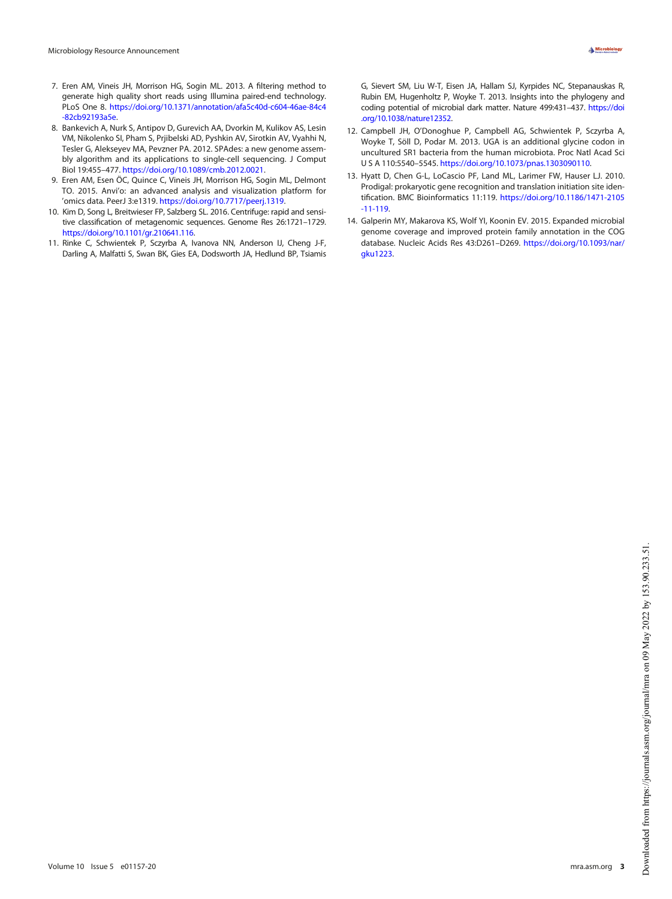7. Eren AM, Vineis JH, Morrison HG, Sogin ML. 2013. A filtering method to generate high quality short reads using Illumina paired-end technology. PLoS One 8. https://doi.org/10.1371/annotation/afa5c40d-c604-46ae-84c4-82cb92193a5e.
8. Bankevich A, Nurk S, Antipov D, Gurevich AA, Dvorkin M, Kulikov AS, Lesin VM, Nikolenko SI, Pham S, Prjibelski AD, Pyshkin AV, Sirotkin AV, Vyahhi N, Tesler G, Alekseyev MA, Pevzner PA. 2012. SPAdes: a new genome assembly algorithm and its applications to single-cell sequencing. J Comput Biol 19:455–477. https://doi.org/10.1089/cmb.2012.0021.
9. Eren AM, Esen ÖC, Quince C, Vineis JH, Morrison HG, Sogin ML, Delmont TO. 2015. Anvi'o: an advanced analysis and visualization platform for 'omics data. PeerJ 3:e1319. https://doi.org/10.7717/peerj.1319.
10. Kim D, Song L, Breitwieser FP, Salzberg SL. 2016. Centrifuge: rapid and sensitive classification of metagenomic sequences. Genome Res 26:1721–1729. https://doi.org/10.1101/gr.210641.116.
11. Rinke C, Schwientek P, Sczyrba A, Ivanova NN, Anderson IJ, Cheng J-F, Darling A, Malfatti S, Swan BK, Gies EA, Dodsworth JA, Hedlund BP, Tsiamis G, Sievert SM, Liu W-T, Eisen JA, Hallam SJ, Kyrpides NC, Stepanauskas R, Rubin EM, Hugenholtz P, Woyke T. 2013. Insights into the phylogeny and coding potential of microbial dark matter. Nature 499:431–437. https://doi.org/10.1038/nature12352.
12. Campbell JH, O'Donoghue P, Campbell AG, Schwientek P, Sczyrba A, Woyke T, Söll D, Podar M. 2013. UGA is an additional glycine codon in uncultured SR1 bacteria from the human microbiota. Proc Natl Acad Sci U S A 110:5540–5545. https://doi.org/10.1073/pnas.1303090110.
13. Hyatt D, Chen G-L, LoCascio PF, Land ML, Larimer FW, Hauser LJ. 2010. Prodigal: prokaryotic gene recognition and translation initiation site identification. BMC Bioinformatics 11:119. https://doi.org/10.1186/1471-2105-11-119.
14. Galperin MY, Makarova KS, Wolf YI, Koonin EV. 2015. Expanded microbial genome coverage and improved protein family annotation in the COG database. Nucleic Acids Res 43:D261–D269. https://doi.org/10.1093/nar/gku1223.